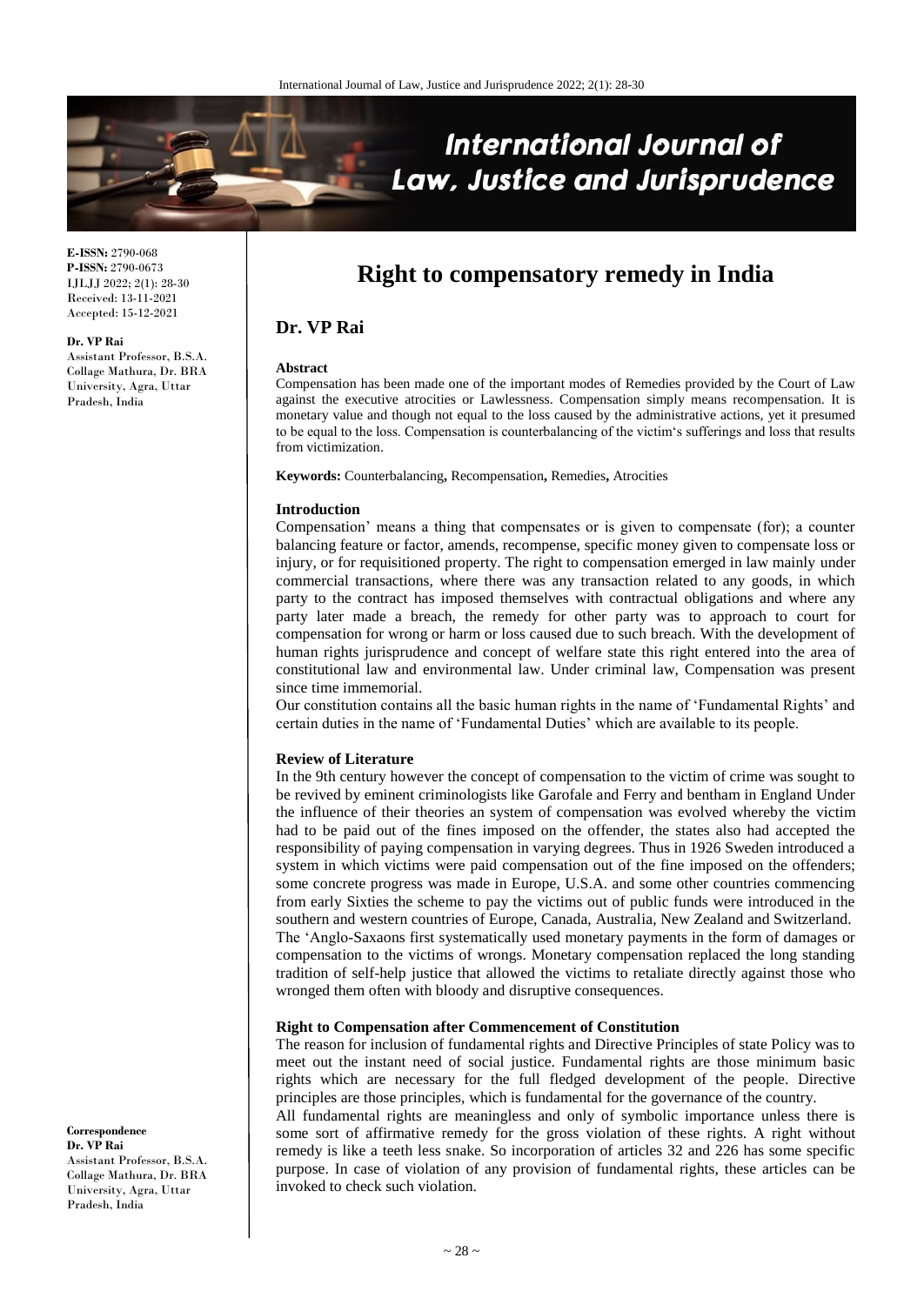**E-ISSN:** 2790-068
**P-ISSN:** 2790-0673
IJLJJ 2022; 2(1): 28-30
Received: 13-11-2021
Accepted: 15-12-2021

**Dr. VP Rai**
Assistant Professor, B.S.A. Collage Mathura, Dr. BRA University, Agra, Uttar Pradesh, India

**Correspondence**
**Dr. VP Rai**
Assistant Professor, B.S.A. Collage Mathura, Dr. BRA University, Agra, Uttar Pradesh, India

# Right to compensatory remedy in India

## Dr. VP Rai

### Abstract

Compensation has been made one of the important modes of Remedies provided by the Court of Law against the executive atrocities or Lawlessness. Compensation simply means recompensation. It is monetary value and though not equal to the loss caused by the administrative actions, yet it presumed to be equal to the loss. Compensation is counterbalancing of the victim's sufferings and loss that results from victimization.

**Keywords:** Counterbalancing**,** Recompensation**,** Remedies**,** Atrocities

### Introduction

Compensation' means a thing that compensates or is given to compensate (for); a counter balancing feature or factor, amends, recompense, specific money given to compensate loss or injury, or for requisitioned property. The right to compensation emerged in law mainly under commercial transactions, where there was any transaction related to any goods, in which party to the contract has imposed themselves with contractual obligations and where any party later made a breach, the remedy for other party was to approach to court for compensation for wrong or harm or loss caused due to such breach. With the development of human rights jurisprudence and concept of welfare state this right entered into the area of constitutional law and environmental law. Under criminal law, Compensation was present since time immemorial.

Our constitution contains all the basic human rights in the name of 'Fundamental Rights' and certain duties in the name of 'Fundamental Duties' which are available to its people.

### Review of Literature

In the 9th century however the concept of compensation to the victim of crime was sought to be revived by eminent criminologists like Garofale and Ferry and bentham in England Under the influence of their theories an system of compensation was evolved whereby the victim had to be paid out of the fines imposed on the offender, the states also had accepted the responsibility of paying compensation in varying degrees. Thus in 1926 Sweden introduced a system in which victims were paid compensation out of the fine imposed on the offenders; some concrete progress was made in Europe, U.S.A. and some other countries commencing from early Sixties the scheme to pay the victims out of public funds were introduced in the southern and western countries of Europe, Canada, Australia, New Zealand and Switzerland.

The 'Anglo-Saxaons first systematically used monetary payments in the form of damages or compensation to the victims of wrongs. Monetary compensation replaced the long standing tradition of self-help justice that allowed the victims to retaliate directly against those who wronged them often with bloody and disruptive consequences.

### Right to Compensation after Commencement of Constitution

The reason for inclusion of fundamental rights and Directive Principles of state Policy was to meet out the instant need of social justice. Fundamental rights are those minimum basic rights which are necessary for the full fledged development of the people. Directive principles are those principles, which is fundamental for the governance of the country.

All fundamental rights are meaningless and only of symbolic importance unless there is some sort of affirmative remedy for the gross violation of these rights. A right without remedy is like a teeth less snake. So incorporation of articles 32 and 226 has some specific purpose. In case of violation of any provision of fundamental rights, these articles can be invoked to check such violation.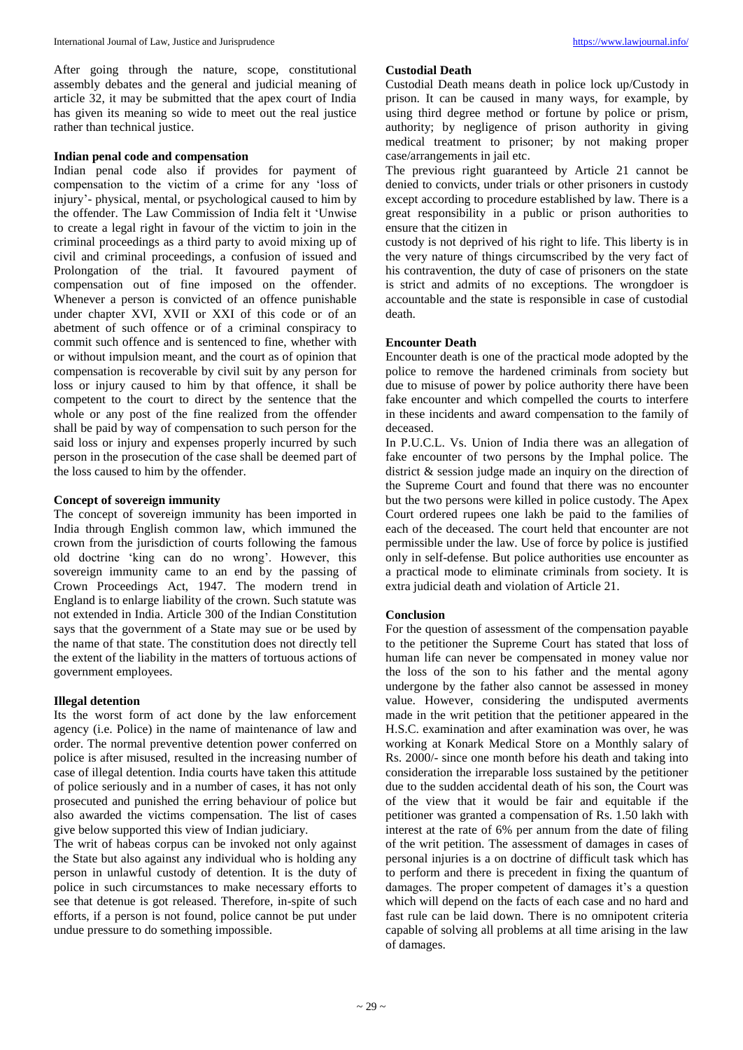After going through the nature, scope, constitutional assembly debates and the general and judicial meaning of article 32, it may be submitted that the apex court of India has given its meaning so wide to meet out the real justice rather than technical justice.

## Indian penal code and compensation

Indian penal code also if provides for payment of compensation to the victim of a crime for any 'loss of injury'- physical, mental, or psychological caused to him by the offender. The Law Commission of India felt it 'Unwise to create a legal right in favour of the victim to join in the criminal proceedings as a third party to avoid mixing up of civil and criminal proceedings, a confusion of issued and Prolongation of the trial. It favoured payment of compensation out of fine imposed on the offender. Whenever a person is convicted of an offence punishable under chapter XVI, XVII or XXI of this code or of an abetment of such offence or of a criminal conspiracy to commit such offence and is sentenced to fine, whether with or without impulsion meant, and the court as of opinion that compensation is recoverable by civil suit by any person for loss or injury caused to him by that offence, it shall be competent to the court to direct by the sentence that the whole or any post of the fine realized from the offender shall be paid by way of compensation to such person for the said loss or injury and expenses properly incurred by such person in the prosecution of the case shall be deemed part of the loss caused to him by the offender.

## Concept of sovereign immunity

The concept of sovereign immunity has been imported in India through English common law, which immuned the crown from the jurisdiction of courts following the famous old doctrine 'king can do no wrong'. However, this sovereign immunity came to an end by the passing of Crown Proceedings Act, 1947. The modern trend in England is to enlarge liability of the crown. Such statute was not extended in India. Article 300 of the Indian Constitution says that the government of a State may sue or be used by the name of that state. The constitution does not directly tell the extent of the liability in the matters of tortuous actions of government employees.

## Illegal detention

Its the worst form of act done by the law enforcement agency (i.e. Police) in the name of maintenance of law and order. The normal preventive detention power conferred on police is after misused, resulted in the increasing number of case of illegal detention. India courts have taken this attitude of police seriously and in a number of cases, it has not only prosecuted and punished the erring behaviour of police but also awarded the victims compensation. The list of cases give below supported this view of Indian judiciary.

The writ of habeas corpus can be invoked not only against the State but also against any individual who is holding any person in unlawful custody of detention. It is the duty of police in such circumstances to make necessary efforts to see that detenue is got released. Therefore, in-spite of such efforts, if a person is not found, police cannot be put under undue pressure to do something impossible.

## Custodial Death

Custodial Death means death in police lock up/Custody in prison. It can be caused in many ways, for example, by using third degree method or fortune by police or prism, authority; by negligence of prison authority in giving medical treatment to prisoner; by not making proper case/arrangements in jail etc.

The previous right guaranteed by Article 21 cannot be denied to convicts, under trials or other prisoners in custody except according to procedure established by law. There is a great responsibility in a public or prison authorities to ensure that the citizen in custody is not deprived of his right to life. This liberty is in the very nature of things circumscribed by the very fact of his contravention, the duty of case of prisoners on the state is strict and admits of no exceptions. The wrongdoer is accountable and the state is responsible in case of custodial death.

## Encounter Death

Encounter death is one of the practical mode adopted by the police to remove the hardened criminals from society but due to misuse of power by police authority there have been fake encounter and which compelled the courts to interfere in these incidents and award compensation to the family of deceased.

In P.U.C.L. Vs. Union of India there was an allegation of fake encounter of two persons by the Imphal police. The district & session judge made an inquiry on the direction of the Supreme Court and found that there was no encounter but the two persons were killed in police custody. The Apex Court ordered rupees one lakh be paid to the families of each of the deceased. The court held that encounter are not permissible under the law. Use of force by police is justified only in self-defense. But police authorities use encounter as a practical mode to eliminate criminals from society. It is extra judicial death and violation of Article 21.

## Conclusion

For the question of assessment of the compensation payable to the petitioner the Supreme Court has stated that loss of human life can never be compensated in money value nor the loss of the son to his father and the mental agony undergone by the father also cannot be assessed in money value. However, considering the undisputed averments made in the writ petition that the petitioner appeared in the H.S.C. examination and after examination was over, he was working at Konark Medical Store on a Monthly salary of Rs. 2000/- since one month before his death and taking into consideration the irreparable loss sustained by the petitioner due to the sudden accidental death of his son, the Court was of the view that it would be fair and equitable if the petitioner was granted a compensation of Rs. 1.50 lakh with interest at the rate of 6% per annum from the date of filing of the writ petition. The assessment of damages in cases of personal injuries is a on doctrine of difficult task which has to perform and there is precedent in fixing the quantum of damages. The proper competent of damages it's a question which will depend on the facts of each case and no hard and fast rule can be laid down. There is no omnipotent criteria capable of solving all problems at all time arising in the law of damages.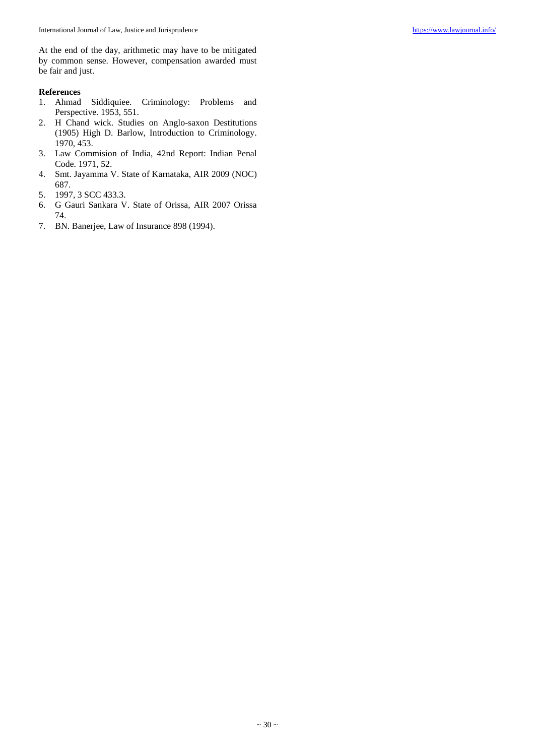At the end of the day, arithmetic may have to be mitigated by common sense. However, compensation awarded must be fair and just.

## References

1. Ahmad Siddiquiee. Criminology: Problems and Perspective. 1953, 551.
2. H Chand wick. Studies on Anglo-saxon Destitutions (1905) High D. Barlow, Introduction to Criminology. 1970, 453.
3. Law Commision of India, 42nd Report: Indian Penal Code. 1971, 52.
4. Smt. Jayamma V. State of Karnataka, AIR 2009 (NOC) 687.
5. 1997, 3 SCC 433.3.
6. G Gauri Sankara V. State of Orissa, AIR 2007 Orissa 74.
7. BN. Banerjee, Law of Insurance 898 (1994).